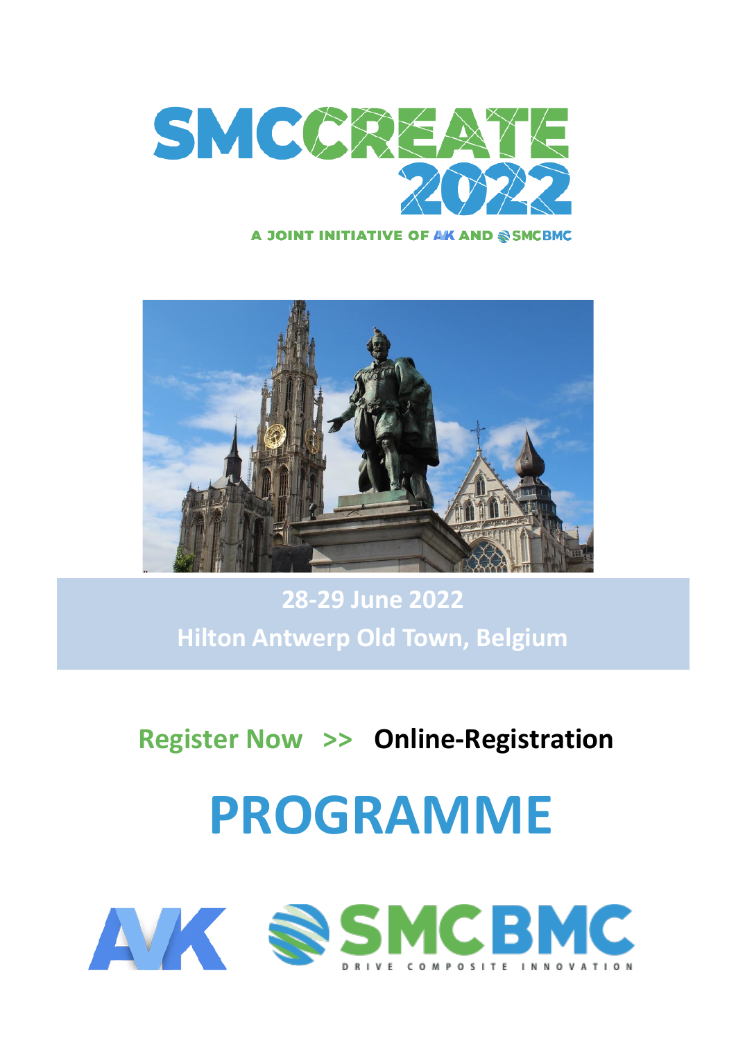# SMCCREATE 2022

A JOINT INITIATIVE OF AVK AND SMCBMC

**28-29 June 2022**

**Hilton Antwerp Old Town, Belgium**

**Register Now >> Online-Registration**

# PROGRAMME

AVK SMCBMC

DRIVE COMPOSITE INNOVATION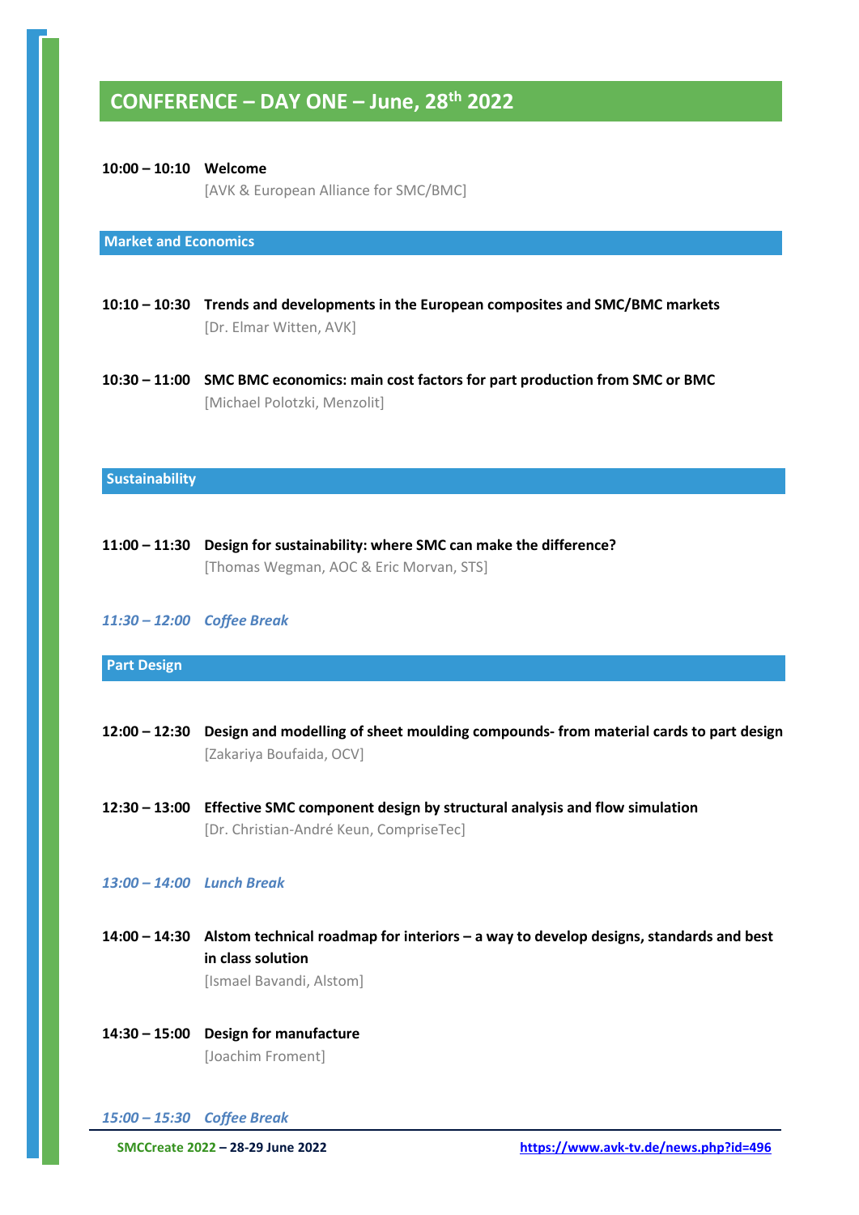## CONFERENCE – DAY ONE – June, 28th 2022

**10:00 – 10:10 Welcome**
[AVK & European Alliance for SMC/BMC]

### Market and Economics

**10:10 – 10:30 Trends and developments in the European composites and SMC/BMC markets**
[Dr. Elmar Witten, AVK]

**10:30 – 11:00 SMC BMC economics: main cost factors for part production from SMC or BMC**
[Michael Polotzki, Menzolit]

### Sustainability

**11:00 – 11:30 Design for sustainability: where SMC can make the difference?**
[Thomas Wegman, AOC & Eric Morvan, STS]

***11:30 – 12:00 Coffee Break***

### Part Design

**12:00 – 12:30 Design and modelling of sheet moulding compounds- from material cards to part design**
[Zakariya Boufaida, OCV]

**12:30 – 13:00 Effective SMC component design by structural analysis and flow simulation**
[Dr. Christian-André Keun, CompriseTec]

***13:00 – 14:00 Lunch Break***

**14:00 – 14:30 Alstom technical roadmap for interiors – a way to develop designs, standards and best in class solution**
[Ismael Bavandi, Alstom]

**14:30 – 15:00 Design for manufacture**
[Joachim Froment]

***15:00 – 15:30 Coffee Break***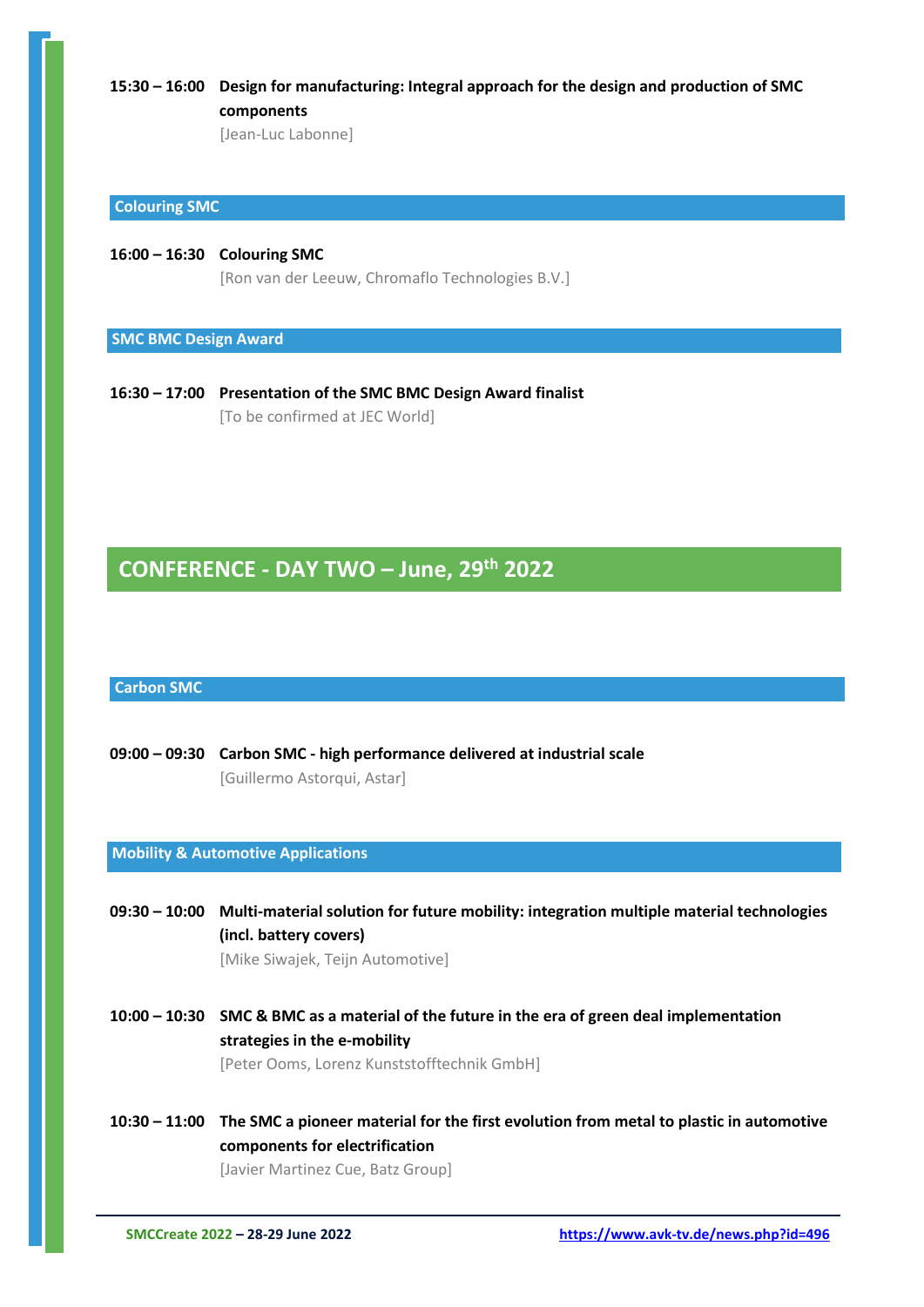**15:30 – 16:00 Design for manufacturing: Integral approach for the design and production of SMC components**
[Jean-Luc Labonne]

### Colouring SMC

**16:00 – 16:30 Colouring SMC**
[Ron van der Leeuw, Chromaflo Technologies B.V.]

### SMC BMC Design Award

**16:30 – 17:00 Presentation of the SMC BMC Design Award finalist**
[To be confirmed at JEC World]

## CONFERENCE - DAY TWO – June, 29th 2022

### Carbon SMC

**09:00 – 09:30 Carbon SMC - high performance delivered at industrial scale**
[Guillermo Astorqui, Astar]

### Mobility & Automotive Applications

**09:30 – 10:00 Multi-material solution for future mobility: integration multiple material technologies (incl. battery covers)**
[Mike Siwajek, Teijn Automotive]

**10:00 – 10:30 SMC & BMC as a material of the future in the era of green deal implementation strategies in the e-mobility**
[Peter Ooms, Lorenz Kunststofftechnik GmbH]

**10:30 – 11:00 The SMC a pioneer material for the first evolution from metal to plastic in automotive components for electrification**
[Javier Martinez Cue, Batz Group]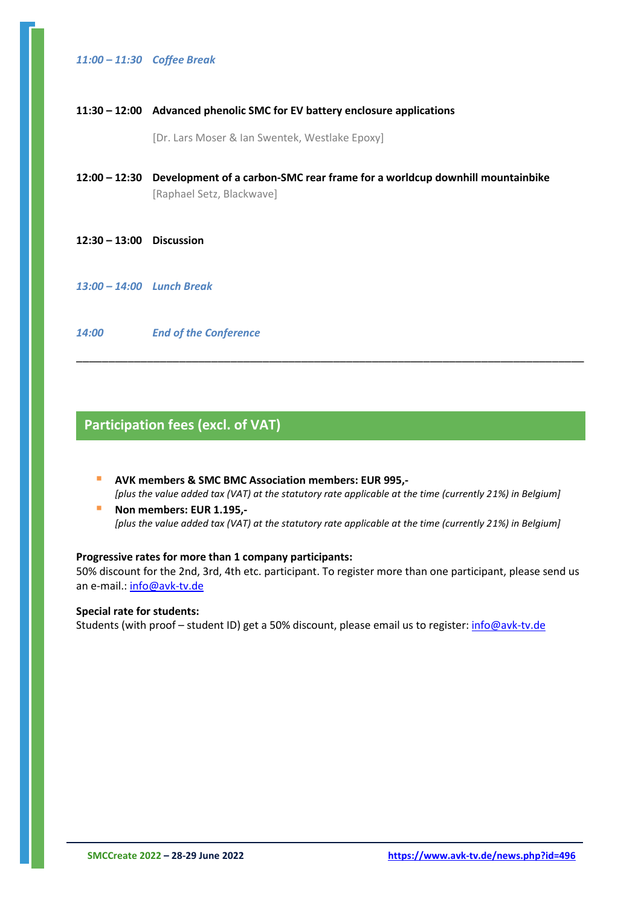*11:00 – 11:30 Coffee Break*

**11:30 – 12:00 Advanced phenolic SMC for EV battery enclosure applications**

[Dr. Lars Moser & Ian Swentek, Westlake Epoxy]

**12:00 – 12:30 Development of a carbon-SMC rear frame for a worldcup downhill mountainbike**

[Raphael Setz, Blackwave]

**12:30 – 13:00 Discussion**

*13:00 – 14:00 Lunch Break*

*14:00 End of the Conference*

---

## Participation fees (excl. of VAT)

- **AVK members & SMC BMC Association members: EUR 995,-**
  *[plus the value added tax (VAT) at the statutory rate applicable at the time (currently 21%) in Belgium]*
- **Non members: EUR 1.195,-**
  *[plus the value added tax (VAT) at the statutory rate applicable at the time (currently 21%) in Belgium]*

**Progressive rates for more than 1 company participants:**
50% discount for the 2nd, 3rd, 4th etc. participant. To register more than one participant, please send us an e-mail.: info@avk-tv.de

**Special rate for students:**
Students (with proof – student ID) get a 50% discount, please email us to register: info@avk-tv.de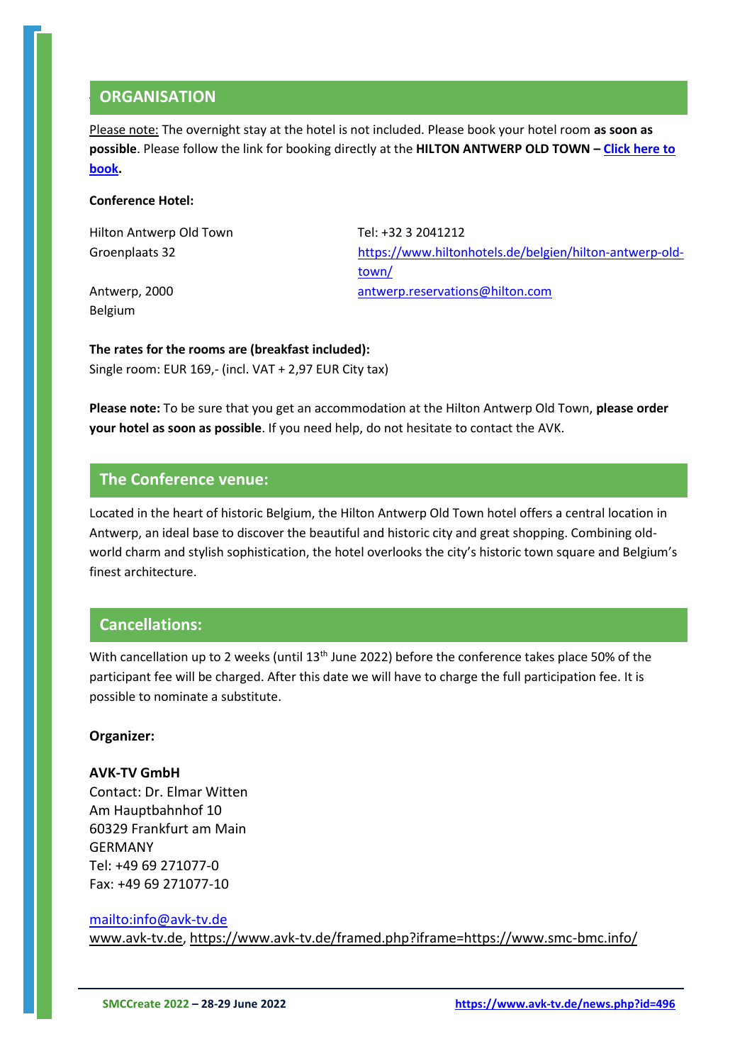## ORGANISATION

Please note: The overnight stay at the hotel is not included. Please book your hotel room **as soon as possible**. Please follow the link for booking directly at the **HILTON ANTWERP OLD TOWN – Click here to book.**

**Conference Hotel:**

Hilton Antwerp Old Town
Groenplaats 32
Antwerp, 2000
Belgium

Tel: +32 3 2041212
https://www.hiltonhotels.de/belgien/hilton-antwerp-old-town/
antwerp.reservations@hilton.com

**The rates for the rooms are (breakfast included):**
Single room: EUR 169,- (incl. VAT + 2,97 EUR City tax)

**Please note:** To be sure that you get an accommodation at the Hilton Antwerp Old Town, **please order your hotel as soon as possible**. If you need help, do not hesitate to contact the AVK.

## The Conference venue:

Located in the heart of historic Belgium, the Hilton Antwerp Old Town hotel offers a central location in Antwerp, an ideal base to discover the beautiful and historic city and great shopping. Combining old-world charm and stylish sophistication, the hotel overlooks the city's historic town square and Belgium's finest architecture.

## Cancellations:

With cancellation up to 2 weeks (until 13th June 2022) before the conference takes place 50% of the participant fee will be charged. After this date we will have to charge the full participation fee. It is possible to nominate a substitute.

**Organizer:**

**AVK-TV GmbH**
Contact: Dr. Elmar Witten
Am Hauptbahnhof 10
60329 Frankfurt am Main
GERMANY
Tel: +49 69 271077-0
Fax: +49 69 271077-10

mailto:info@avk-tv.de
www.avk-tv.de, https://www.avk-tv.de/framed.php?iframe=https://www.smc-bmc.info/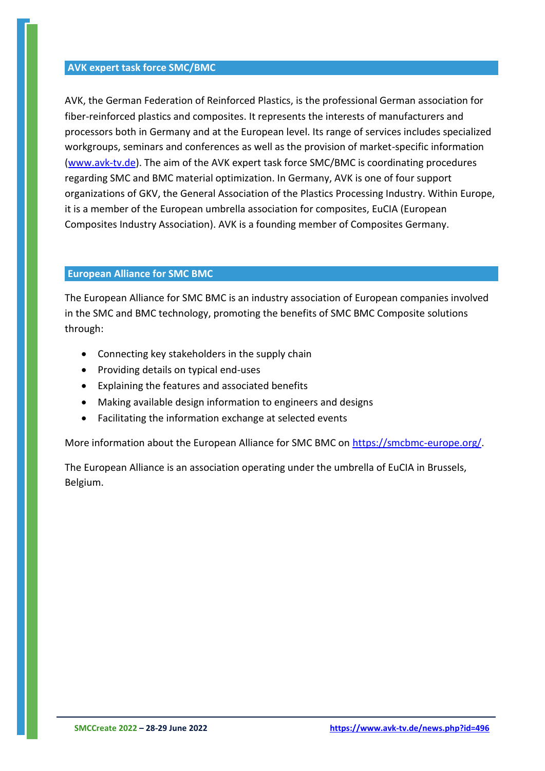## AVK expert task force SMC/BMC

AVK, the German Federation of Reinforced Plastics, is the professional German association for fiber-reinforced plastics and composites. It represents the interests of manufacturers and processors both in Germany and at the European level. Its range of services includes specialized workgroups, seminars and conferences as well as the provision of market-specific information (www.avk-tv.de). The aim of the AVK expert task force SMC/BMC is coordinating procedures regarding SMC and BMC material optimization. In Germany, AVK is one of four support organizations of GKV, the General Association of the Plastics Processing Industry. Within Europe, it is a member of the European umbrella association for composites, EuCIA (European Composites Industry Association). AVK is a founding member of Composites Germany.

## European Alliance for SMC BMC

The European Alliance for SMC BMC is an industry association of European companies involved in the SMC and BMC technology, promoting the benefits of SMC BMC Composite solutions through:

- Connecting key stakeholders in the supply chain
- Providing details on typical end-uses
- Explaining the features and associated benefits
- Making available design information to engineers and designs
- Facilitating the information exchange at selected events

More information about the European Alliance for SMC BMC on https://smcbmc-europe.org/.

The European Alliance is an association operating under the umbrella of EuCIA in Brussels, Belgium.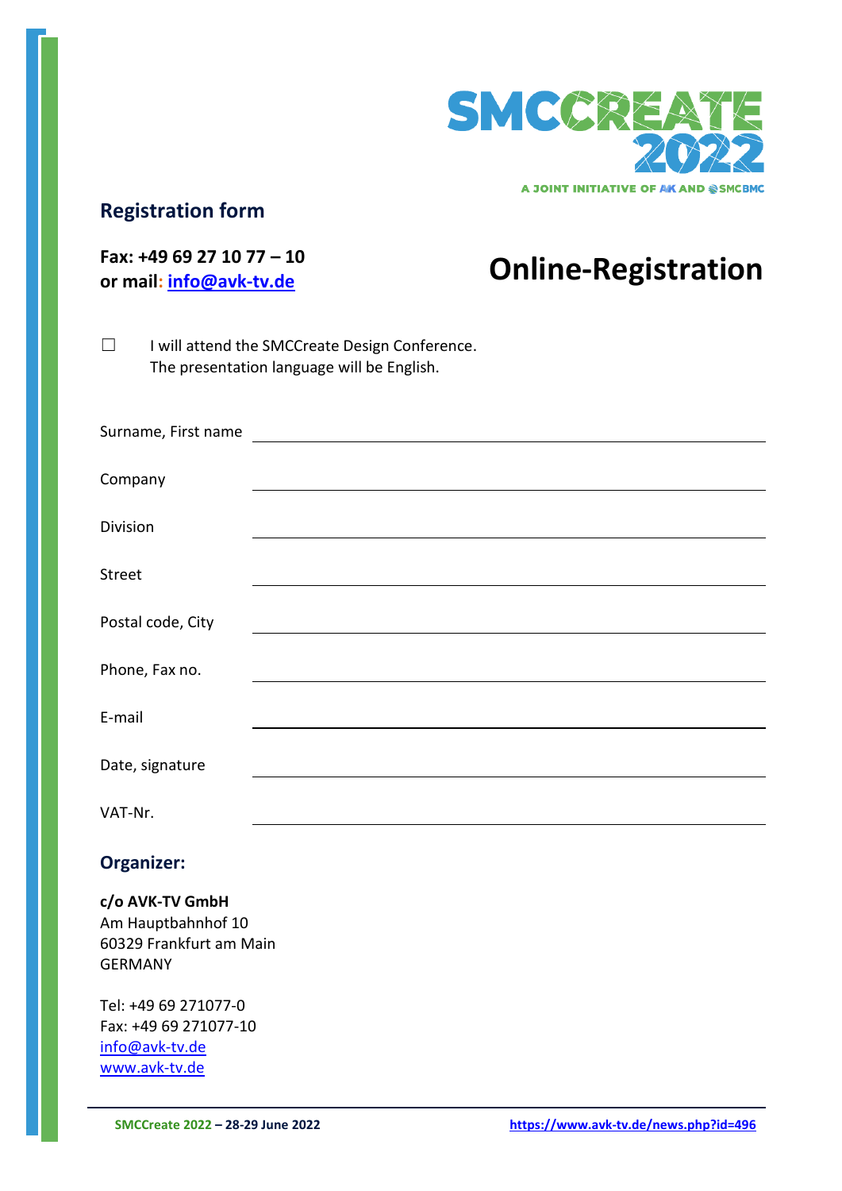SMCCREATE 2022

A JOINT INITIATIVE OF AVK AND SMCBMC

## Registration form

**Fax: +49 69 27 10 77 – 10**
**or mail: info@avk-tv.de**

# Online-Registration

☐ I will attend the SMCCreate Design Conference.
The presentation language will be English.

Surname, First name ______________________________

Company ______________________________

Division ______________________________

Street ______________________________

Postal code, City ______________________________

Phone, Fax no. ______________________________

E-mail ______________________________

Date, signature ______________________________

VAT-Nr. ______________________________

## Organizer:

**c/o AVK-TV GmbH**
Am Hauptbahnhof 10
60329 Frankfurt am Main
GERMANY

Tel: +49 69 271077-0
Fax: +49 69 271077-10
info@avk-tv.de
www.avk-tv.de

**SMCCreate 2022 – 28-29 June 2022** **https://www.avk-tv.de/news.php?id=496**